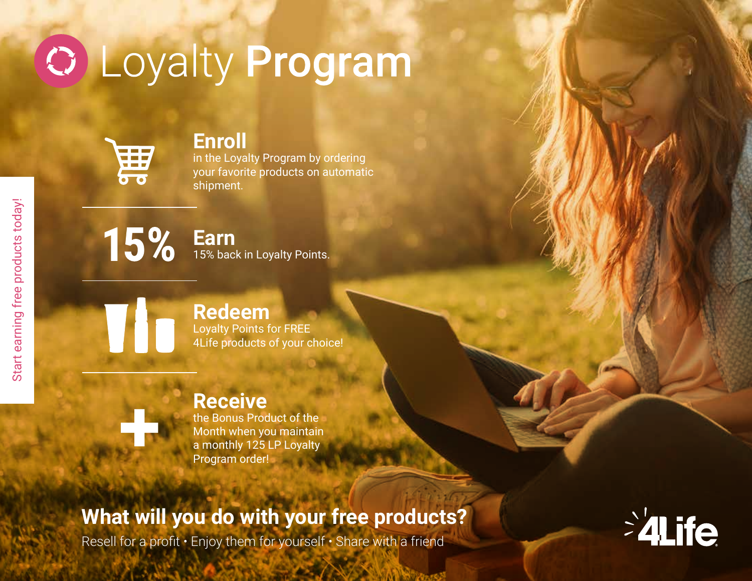# Loyalty **Program**

Start earning free products today!

## Enroll

in the Loyalty Program by ordering your favorite products on automatic shipment.

## 15% Earn

15% back in Loyalty Points.

## Redeem

Loyalty Points for FREE 4Life products of your choice!

## Receive

the Bonus Product of the Month when you maintain a monthly 125 LP Loyalty Program order!

## What will you do with your free products?

Resell for a profit • Enjoy them for yourself • Share with a friend

4Life®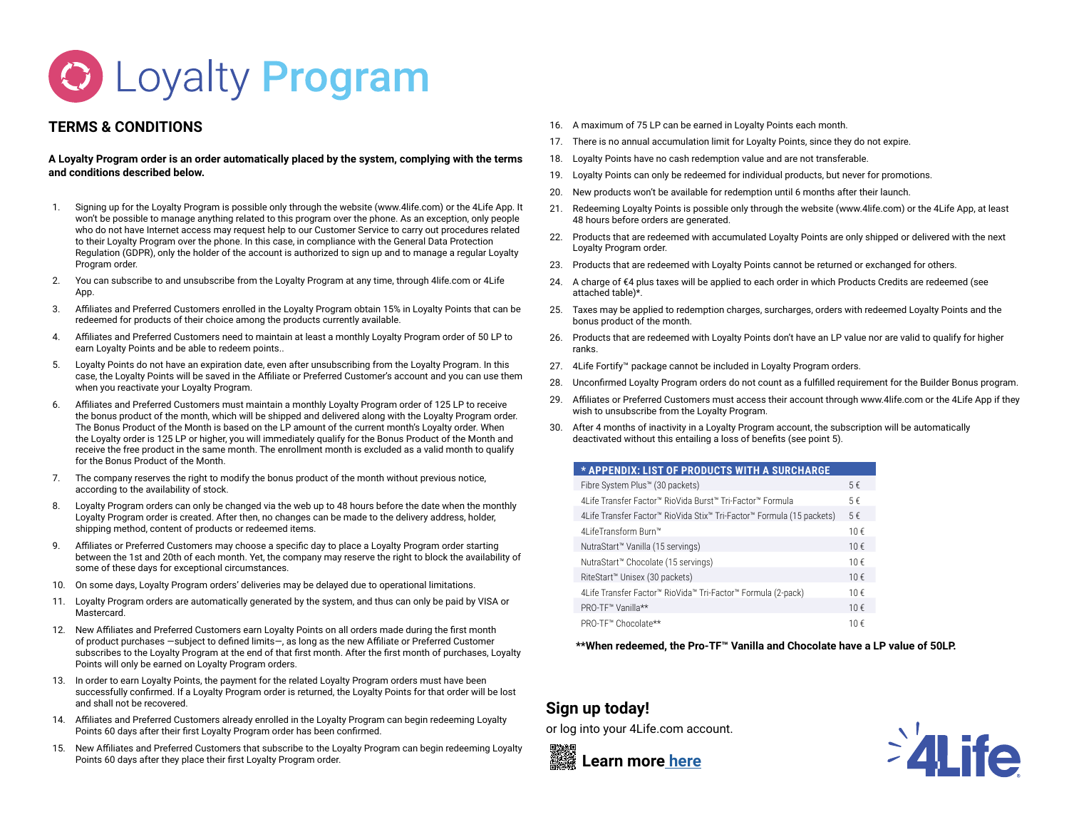# Loyalty Program

## TERMS & CONDITIONS

**A Loyalty Program order is an order automatically placed by the system, complying with the terms and conditions described below.**

1. Signing up for the Loyalty Program is possible only through the website (www.4life.com) or the 4Life App. It won't be possible to manage anything related to this program over the phone. As an exception, only people who do not have Internet access may request help to our Customer Service to carry out procedures related to their Loyalty Program over the phone. In this case, in compliance with the General Data Protection Regulation (GDPR), only the holder of the account is authorized to sign up and to manage a regular Loyalty Program order.
2. You can subscribe to and unsubscribe from the Loyalty Program at any time, through 4life.com or 4Life App.
3. Affiliates and Preferred Customers enrolled in the Loyalty Program obtain 15% in Loyalty Points that can be redeemed for products of their choice among the products currently available.
4. Affiliates and Preferred Customers need to maintain at least a monthly Loyalty Program order of 50 LP to earn Loyalty Points and be able to redeem points..
5. Loyalty Points do not have an expiration date, even after unsubscribing from the Loyalty Program. In this case, the Loyalty Points will be saved in the Affiliate or Preferred Customer's account and you can use them when you reactivate your Loyalty Program.
6. Affiliates and Preferred Customers must maintain a monthly Loyalty Program order of 125 LP to receive the bonus product of the month, which will be shipped and delivered along with the Loyalty Program order. The Bonus Product of the Month is based on the LP amount of the current month's Loyalty order. When the Loyalty order is 125 LP or higher, you will immediately qualify for the Bonus Product of the Month and receive the free product in the same month. The enrollment month is excluded as a valid month to qualify for the Bonus Product of the Month.
7. The company reserves the right to modify the bonus product of the month without previous notice, according to the availability of stock.
8. Loyalty Program orders can only be changed via the web up to 48 hours before the date when the monthly Loyalty Program order is created. After then, no changes can be made to the delivery address, holder, shipping method, content of products or redeemed items.
9. Affiliates or Preferred Customers may choose a specific day to place a Loyalty Program order starting between the 1st and 20th of each month. Yet, the company may reserve the right to block the availability of some of these days for exceptional circumstances.
10. On some days, Loyalty Program orders' deliveries may be delayed due to operational limitations.
11. Loyalty Program orders are automatically generated by the system, and thus can only be paid by VISA or Mastercard.
12. New Affiliates and Preferred Customers earn Loyalty Points on all orders made during the first month of product purchases —subject to defined limits—, as long as the new Affiliate or Preferred Customer subscribes to the Loyalty Program at the end of that first month. After the first month of purchases, Loyalty Points will only be earned on Loyalty Program orders.
13. In order to earn Loyalty Points, the payment for the related Loyalty Program orders must have been successfully confirmed. If a Loyalty Program order is returned, the Loyalty Points for that order will be lost and shall not be recovered.
14. Affiliates and Preferred Customers already enrolled in the Loyalty Program can begin redeeming Loyalty Points 60 days after their first Loyalty Program order has been confirmed.
15. New Affiliates and Preferred Customers that subscribe to the Loyalty Program can begin redeeming Loyalty Points 60 days after they place their first Loyalty Program order.
16. A maximum of 75 LP can be earned in Loyalty Points each month.
17. There is no annual accumulation limit for Loyalty Points, since they do not expire.
18. Loyalty Points have no cash redemption value and are not transferable.
19. Loyalty Points can only be redeemed for individual products, but never for promotions.
20. New products won't be available for redemption until 6 months after their launch.
21. Redeeming Loyalty Points is possible only through the website (www.4life.com) or the 4Life App, at least 48 hours before orders are generated.
22. Products that are redeemed with accumulated Loyalty Points are only shipped or delivered with the next Loyalty Program order.
23. Products that are redeemed with Loyalty Points cannot be returned or exchanged for others.
24. A charge of €4 plus taxes will be applied to each order in which Products Credits are redeemed (see attached table)*.
25. Taxes may be applied to redemption charges, surcharges, orders with redeemed Loyalty Points and the bonus product of the month.
26. Products that are redeemed with Loyalty Points don't have an LP value nor are valid to qualify for higher ranks.
27. 4Life Fortify™ package cannot be included in Loyalty Program orders.
28. Unconfirmed Loyalty Program orders do not count as a fulfilled requirement for the Builder Bonus program.
29. Affiliates or Preferred Customers must access their account through www.4life.com or the 4Life App if they wish to unsubscribe from the Loyalty Program.
30. After 4 months of inactivity in a Loyalty Program account, the subscription will be automatically deactivated without this entailing a loss of benefits (see point 5).

| * APPENDIX: LIST OF PRODUCTS WITH A SURCHARGE | |
|---|---|
| Fibre System Plus™ (30 packets) | 5 € |
| 4Life Transfer Factor™ RioVida Burst™ Tri-Factor™ Formula | 5 € |
| 4Life Transfer Factor™ RioVida Stix™ Tri-Factor™ Formula (15 packets) | 5 € |
| 4LifeTransform Burn™ | 10 € |
| NutraStart™ Vanilla (15 servings) | 10 € |
| NutraStart™ Chocolate (15 servings) | 10 € |
| RiteStart™ Unisex (30 packets) | 10 € |
| 4Life Transfer Factor™ RioVida™ Tri-Factor™ Formula (2-pack) | 10 € |
| PRO-TF™ Vanilla** | 10 € |
| PRO-TF™ Chocolate** | 10 € |

**\*\*When redeemed, the Pro-TF™ Vanilla and Chocolate have a LP value of 50LP.**

## Sign up today!

or log into your 4Life.com account.

**Learn more here**

4Life